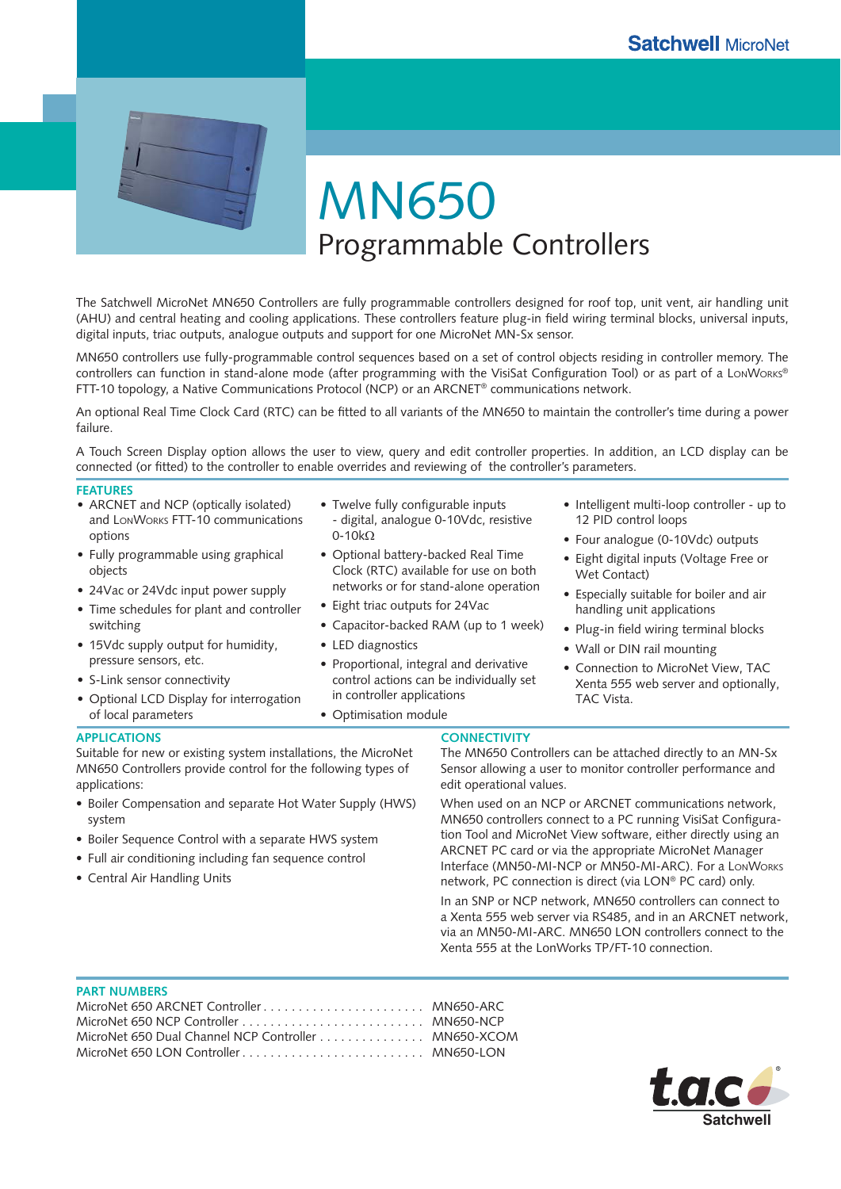Satchwell MicroNet

# MN650

## Programmable Controllers

The Satchwell MicroNet MN650 Controllers are fully programmable controllers designed for roof top, unit vent, air handling unit (AHU) and central heating and cooling applications. These controllers feature plug-in field wiring terminal blocks, universal inputs, digital inputs, triac outputs, analogue outputs and support for one MicroNet MN-Sx sensor.

MN650 controllers use fully-programmable control sequences based on a set of control objects residing in controller memory. The controllers can function in stand-alone mode (after programming with the VisiSat Configuration Tool) or as part of a LonWorks® FTT-10 topology, a Native Communications Protocol (NCP) or an ARCNET® communications network.

An optional Real Time Clock Card (RTC) can be fitted to all variants of the MN650 to maintain the controller's time during a power failure.

A Touch Screen Display option allows the user to view, query and edit controller properties. In addition, an LCD display can be connected (or fitted) to the controller to enable overrides and reviewing of the controller's parameters.

### FEATURES

- ARCNET and NCP (optically isolated) and LonWorks FTT-10 communications options
- Fully programmable using graphical objects
- 24Vac or 24Vdc input power supply
- Time schedules for plant and controller switching
- 15Vdc supply output for humidity, pressure sensors, etc.
- S-Link sensor connectivity
- Optional LCD Display for interrogation of local parameters
- Twelve fully configurable inputs - digital, analogue 0-10Vdc, resistive 0-10kΩ
- Optional battery-backed Real Time Clock (RTC) available for use on both networks or for stand-alone operation
- Eight triac outputs for 24Vac
- Capacitor-backed RAM (up to 1 week)
- LED diagnostics
- Proportional, integral and derivative control actions can be individually set in controller applications
- Optimisation module
- Intelligent multi-loop controller - up to 12 PID control loops
- Four analogue (0-10Vdc) outputs
- Eight digital inputs (Voltage Free or Wet Contact)
- Especially suitable for boiler and air handling unit applications
- Plug-in field wiring terminal blocks
- Wall or DIN rail mounting
- Connection to MicroNet View, TAC Xenta 555 web server and optionally, TAC Vista.

### APPLICATIONS

Suitable for new or existing system installations, the MicroNet MN650 Controllers provide control for the following types of applications:

- Boiler Compensation and separate Hot Water Supply (HWS) system
- Boiler Sequence Control with a separate HWS system
- Full air conditioning including fan sequence control
- Central Air Handling Units

### CONNECTIVITY

The MN650 Controllers can be attached directly to an MN-Sx Sensor allowing a user to monitor controller performance and edit operational values.

When used on an NCP or ARCNET communications network, MN650 controllers connect to a PC running VisiSat Configuration Tool and MicroNet View software, either directly using an ARCNET PC card or via the appropriate MicroNet Manager Interface (MN50-MI-NCP or MN50-MI-ARC). For a LonWorks network, PC connection is direct (via LON® PC card) only.

In an SNP or NCP network, MN650 controllers can connect to a Xenta 555 web server via RS485, and in an ARCNET network, via an MN50-MI-ARC. MN650 LON controllers connect to the Xenta 555 at the LonWorks TP/FT-10 connection.

### PART NUMBERS

| | |
|---|---|
| MicroNet 650 ARCNET Controller | MN650-ARC |
| MicroNet 650 NCP Controller | MN650-NCP |
| MicroNet 650 Dual Channel NCP Controller | MN650-XCOM |
| MicroNet 650 LON Controller | MN650-LON |

t.a.c Satchwell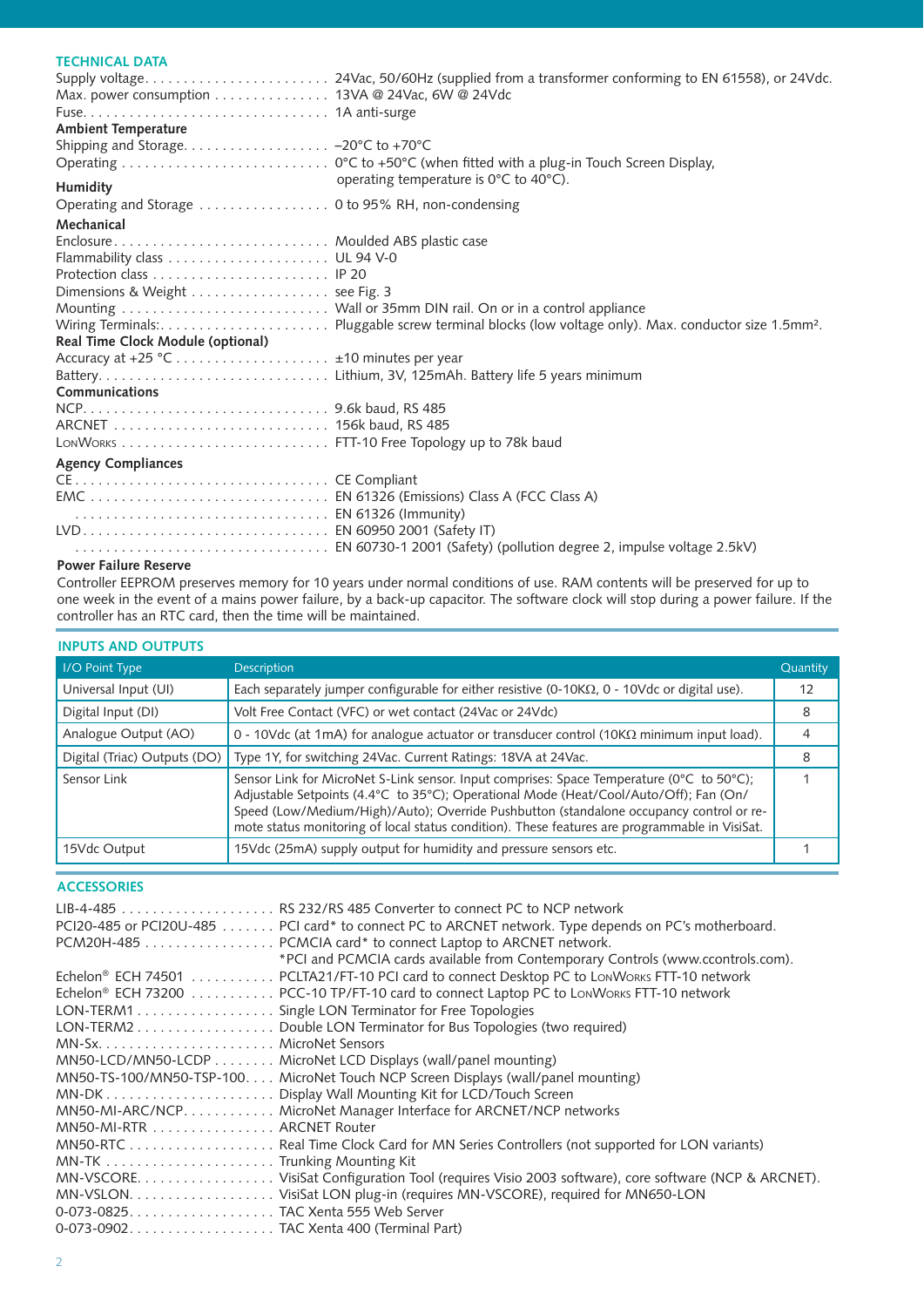## TECHNICAL DATA

Supply voltage........................ 24Vac, 50/60Hz (supplied from a transformer conforming to EN 61558), or 24Vdc.
Max. power consumption ............... 13VA @ 24Vac, 6W @ 24Vdc
Fuse................................ 1A anti-surge

**Ambient Temperature**

Shipping and Storage.................. –20°C to +70°C
Operating ........................... 0°C to +50°C (when fitted with a plug-in Touch Screen Display, operating temperature is 0°C to 40°C).

**Humidity**

Operating and Storage ................. 0 to 95% RH, non-condensing

**Mechanical**

Enclosure............................ Moulded ABS plastic case
Flammability class ..................... UL 94 V-0
Protection class ....................... IP 20
Dimensions & Weight .................. see Fig. 3
Mounting ........................... Wall or 35mm DIN rail. On or in a control appliance
Wiring Terminals:...................... Pluggable screw terminal blocks (low voltage only). Max. conductor size 1.5mm².

**Real Time Clock Module (optional)**

Accuracy at +25 °C.................... ±10 minutes per year
Battery.............................. Lithium, 3V, 125mAh. Battery life 5 years minimum

**Communications**

NCP................................. 9.6k baud, RS 485
ARCNET ............................ 156k baud, RS 485
LonWorks ........................... FTT-10 Free Topology up to 78k baud

**Agency Compliances**

CE.................................. CE Compliant
EMC ............................... EN 61326 (Emissions) Class A (FCC Class A)
................................... EN 61326 (Immunity)
LVD................................. EN 60950 2001 (Safety IT)
................................... EN 60730-1 2001 (Safety) (pollution degree 2, impulse voltage 2.5kV)

**Power Failure Reserve**

Controller EEPROM preserves memory for 10 years under normal conditions of use. RAM contents will be preserved for up to one week in the event of a mains power failure, by a back-up capacitor. The software clock will stop during a power failure. If the controller has an RTC card, then the time will be maintained.

## INPUTS AND OUTPUTS

| I/O Point Type | Description | Quantity |
|---|---|---|
| Universal Input (UI) | Each separately jumper configurable for either resistive (0-10KΩ, 0 - 10Vdc or digital use). | 12 |
| Digital Input (DI) | Volt Free Contact (VFC) or wet contact (24Vac or 24Vdc) | 8 |
| Analogue Output (AO) | 0 - 10Vdc (at 1mA) for analogue actuator or transducer control (10KΩ minimum input load). | 4 |
| Digital (Triac) Outputs (DO) | Type 1Y, for switching 24Vac. Current Ratings: 18VA at 24Vac. | 8 |
| Sensor Link | Sensor Link for MicroNet S-Link sensor. Input comprises: Space Temperature (0°C to 50°C); Adjustable Setpoints (4.4°C to 35°C); Operational Mode (Heat/Cool/Auto/Off); Fan (On/Speed (Low/Medium/High)/Auto); Override Pushbutton (standalone occupancy control or remote status monitoring of local status condition). These features are programmable in VisiSat. | 1 |
| 15Vdc Output | 15Vdc (25mA) supply output for humidity and pressure sensors etc. | 1 |

## ACCESSORIES

LIB-4-485 .................... RS 232/RS 485 Converter to connect PC to NCP network
PCI20-485 or PCI20U-485 ....... PCI card* to connect PC to ARCNET network. Type depends on PC's motherboard.
PCM20H-485 ................. PCMCIA card* to connect Laptop to ARCNET network.
*PCI and PCMCIA cards available from Contemporary Controls (www.ccontrols.com).
Echelon® ECH 74501 ........... PCLTA21/FT-10 PCI card to connect Desktop PC to LonWorks FTT-10 network
Echelon® ECH 73200 ........... PCC-10 TP/FT-10 card to connect Laptop PC to LonWorks FTT-10 network
LON-TERM1.................. Single LON Terminator for Free Topologies
LON-TERM2.................. Double LON Terminator for Bus Topologies (two required)
MN-Sx....................... MicroNet Sensors
MN50-LCD/MN50-LCDP ........ MicroNet LCD Displays (wall/panel mounting)
MN50-TS-100/MN50-TSP-100.... MicroNet Touch NCP Screen Displays (wall/panel mounting)
MN-DK...................... Display Wall Mounting Kit for LCD/Touch Screen
MN50-MI-ARC/NCP............ MicroNet Manager Interface for ARCNET/NCP networks
MN50-MI-RTR ................ ARCNET Router
MN50-RTC................... Real Time Clock Card for MN Series Controllers (not supported for LON variants)
MN-TK ...................... Trunking Mounting Kit
MN-VSCORE.................. VisiSat Configuration Tool (requires Visio 2003 software), core software (NCP & ARCNET).
MN-VSLON................... VisiSat LON plug-in (requires MN-VSCORE), required for MN650-LON
0-073-0825................... TAC Xenta 555 Web Server
0-073-0902................... TAC Xenta 400 (Terminal Part)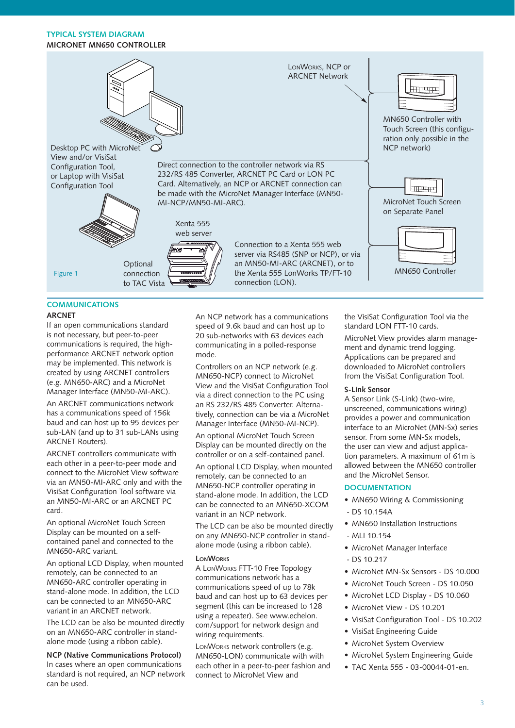## TYPICAL SYSTEM DIAGRAM

**MICRONET MN650 CONTROLLER**

LonWorks, NCP or ARCNET Network

Desktop PC with MicroNet View and/or VisiSat Configuration Tool, or Laptop with VisiSat Configuration Tool

Direct connection to the controller network via RS 232/RS 485 Converter, ARCNET PC Card or LON PC Card. Alternatively, an NCP or ARCNET connection can be made with the MicroNet Manager Interface (MN50-MI-NCP/MN50-MI-ARC).

MN650 Controller with Touch Screen (this configuration only possible in the NCP network)

MicroNet Touch Screen on Separate Panel

Xenta 555 web server

Connection to a Xenta 555 web server via RS485 (SNP or NCP), or via an MN50-MI-ARC (ARCNET), or to the Xenta 555 LonWorks TP/FT-10 connection (LON).

MN650 Controller

Optional connection to TAC Vista

Figure 1

## COMMUNICATIONS

### ARCNET

If an open communications standard is not necessary, but peer-to-peer communications is required, the high-performance ARCNET network option may be implemented. This network is created by using ARCNET controllers (e.g. MN650-ARC) and a MicroNet Manager Interface (MN50-MI-ARC).

An ARCNET communications network has a communications speed of 156k baud and can host up to 95 devices per sub-LAN (and up to 31 sub-LANs using ARCNET Routers).

ARCNET controllers communicate with each other in a peer-to-peer mode and connect to the MicroNet View software via an MN50-MI-ARC only and with the VisiSat Configuration Tool software via an MN50-MI-ARC or an ARCNET PC card.

An optional MicroNet Touch Screen Display can be mounted on a self-contained panel and connected to the MN650-ARC variant.

An optional LCD Display, when mounted remotely, can be connected to an MN650-ARC controller operating in stand-alone mode. In addition, the LCD can be connected to an MN650-ARC variant in an ARCNET network.

The LCD can be also be mounted directly on an MN650-ARC controller in stand-alone mode (using a ribbon cable).

### NCP (Native Communications Protocol)

In cases where an open communications standard is not required, an NCP network can be used.

An NCP network has a communications speed of 9.6k baud and can host up to 20 sub-networks with 63 devices each communicating in a polled-response mode.

Controllers on an NCP network (e.g. MN650-NCP) connect to MicroNet View and the VisiSat Configuration Tool via a direct connection to the PC using an RS 232/RS 485 Converter. Alternatively, connection can be via a MicroNet Manager Interface (MN50-MI-NCP).

An optional MicroNet Touch Screen Display can be mounted directly on the controller or on a self-contained panel.

An optional LCD Display, when mounted remotely, can be connected to an MN650-NCP controller operating in stand-alone mode. In addition, the LCD can be connected to an MN50-XCOM variant in an NCP network.

The LCD can be also be mounted directly on any MN650-NCP controller in stand-alone mode (using a ribbon cable).

### LonWorks

A LonWorks FTT-10 Free Topology communications network has a communications speed of up to 78k baud and can host up to 63 devices per segment (this can be increased to 128 using a repeater). See www.echelon.com/support for network design and wiring requirements.

LonWorks network controllers (e.g. MN650-LON) communicate with with each other in a peer-to-peer fashion and connect to MicroNet View and the VisiSat Configuration Tool via the standard LON FTT-10 cards.

MicroNet View provides alarm management and dynamic trend logging. Applications can be prepared and downloaded to MicroNet controllers from the VisiSat Configuration Tool.

### S-Link Sensor

A Sensor Link (S-Link) (two-wire, unscreened, communications wiring) provides a power and communication interface to an MicroNet (MN-Sx) series sensor. From some MN-Sx models, the user can view and adjust application parameters. A maximum of 61m is allowed between the MN650 controller and the MicroNet Sensor.

## DOCUMENTATION

- MN650 Wiring & Commissioning - DS 10.154A
- MN650 Installation Instructions - MLI 10.154
- MicroNet Manager Interface - DS 10.217
- MicroNet MN-Sx Sensors - DS 10.000
- MicroNet Touch Screen - DS 10.050
- MicroNet LCD Display - DS 10.060
- MicroNet View - DS 10.201
- VisiSat Configuration Tool - DS 10.202
- VisiSat Engineering Guide
- MicroNet System Overview
- MicroNet System Engineering Guide
- TAC Xenta 555 - 03-00044-01-en.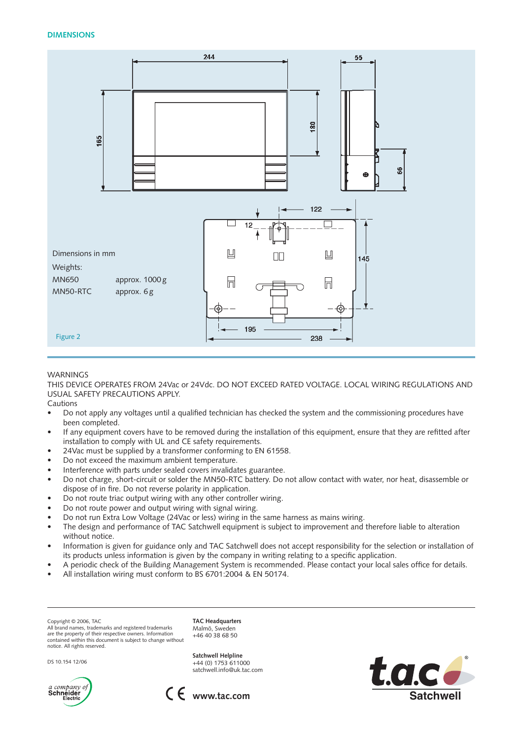## DIMENSIONS

244

55

165

180

66

122

12

145

195

238

Dimensions in mm

Weights:

| | |
|---|---|
| MN650 | approx. 1000 g |
| MN50-RTC | approx. 6 g |

Figure 2

WARNINGS

THIS DEVICE OPERATES FROM 24Vac or 24Vdc. DO NOT EXCEED RATED VOLTAGE. LOCAL WIRING REGULATIONS AND USUAL SAFETY PRECAUTIONS APPLY.

Cautions

- Do not apply any voltages until a qualified technician has checked the system and the commissioning procedures have been completed.
- If any equipment covers have to be removed during the installation of this equipment, ensure that they are refitted after installation to comply with UL and CE safety requirements.
- 24Vac must be supplied by a transformer conforming to EN 61558.
- Do not exceed the maximum ambient temperature.
- Interference with parts under sealed covers invalidates guarantee.
- Do not charge, short-circuit or solder the MN50-RTC battery. Do not allow contact with water, nor heat, disassemble or dispose of in fire. Do not reverse polarity in application.
- Do not route triac output wiring with any other controller wiring.
- Do not route power and output wiring with signal wiring.
- Do not run Extra Low Voltage (24Vac or less) wiring in the same harness as mains wiring.
- The design and performance of TAC Satchwell equipment is subject to improvement and therefore liable to alteration without notice.
- Information is given for guidance only and TAC Satchwell does not accept responsibility for the selection or installation of its products unless information is given by the company in writing relating to a specific application.
- A periodic check of the Building Management System is recommended. Please contact your local sales office for details.
- All installation wiring must conform to BS 6701:2004 & EN 50174.

Copyright © 2006, TAC
All brand names, trademarks and registered trademarks are the property of their respective owners. Information contained within this document is subject to change without notice. All rights reserved.

DS 10.154 12/06

**TAC Headquarters**
Malmö, Sweden
+46 40 38 68 50

**Satchwell Helpline**
+44 (0) 1753 611000
satchwell.info@uk.tac.com

a company of Schneider Electric

CE **www.tac.com**

t.a.c Satchwell